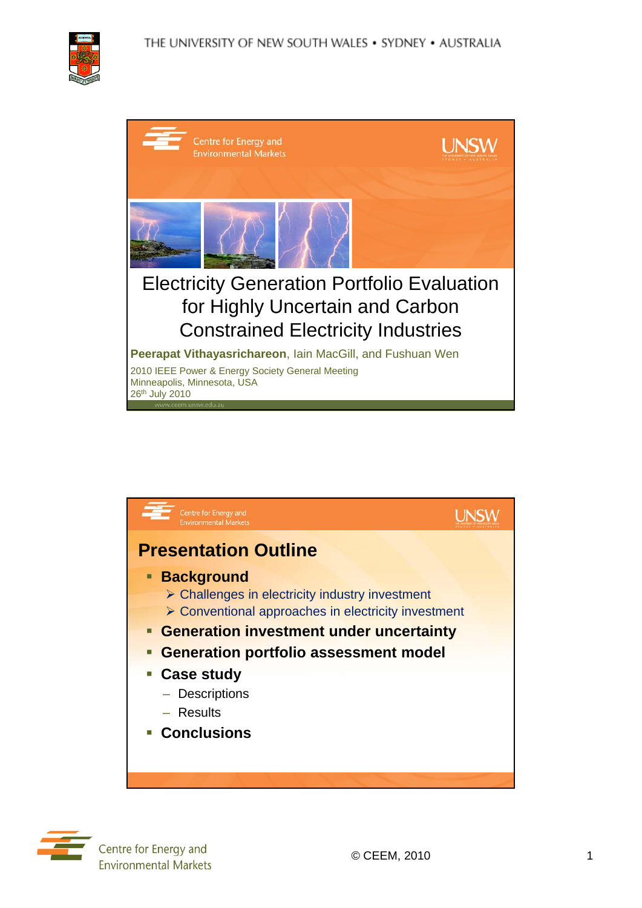# Electricity Generation Portfolio Evaluation for Highly Uncertain and Carbon Constrained Electricity Industries

**Peerapat Vithayasrichareon**, Iain MacGill, and Fushuan Wen

2010 IEEE Power & Energy Society General Meeting
Minneapolis, Minnesota, USA
26th July 2010

www.ceem.unsw.edu.au

## Presentation Outline

- **Background**
  - Challenges in electricity industry investment
  - Conventional approaches in electricity investment
- **Generation investment under uncertainty**
- **Generation portfolio assessment model**
- **Case study**
  - Descriptions
  - Results
- **Conclusions**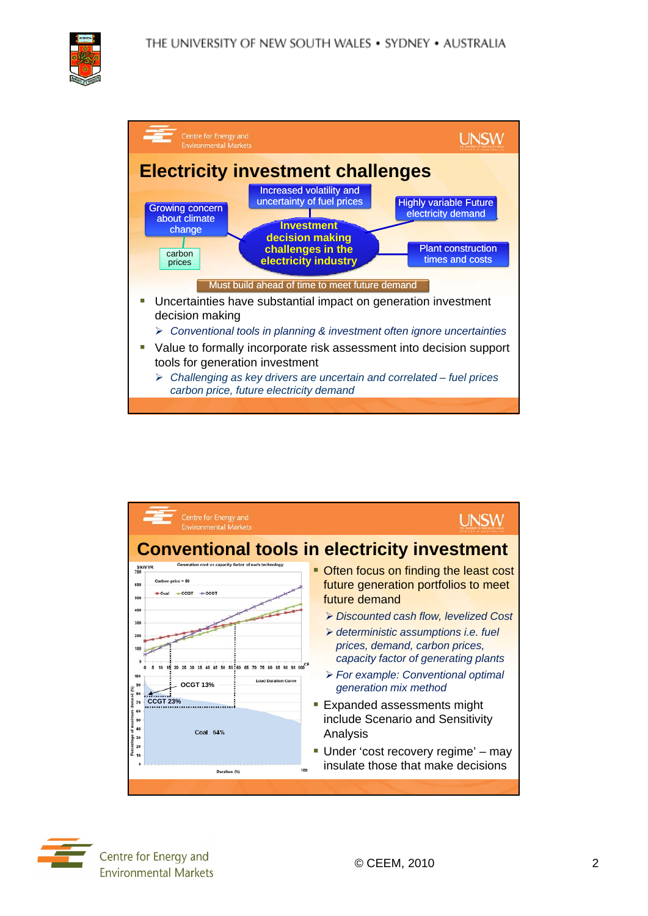## Electricity investment challenges

- Increased volatility and uncertainty of fuel prices
- Growing concern about climate change
- carbon prices
- Highly variable Future electricity demand
- Plant construction times and costs
- **Investment decision making challenges in the electricity industry**
- Must build ahead of time to meet future demand

- Uncertainties have substantial impact on generation investment decision making
  - *Conventional tools in planning & investment often ignore uncertainties*
- Value to formally incorporate risk assessment into decision support tools for generation investment
  - *Challenging as key drivers are uncertain and correlated – fuel prices carbon price, future electricity demand*

## Conventional tools in electricity investment

- Often focus on finding the least cost future generation portfolios to meet future demand
  - *Discounted cash flow, levelized Cost*
  - *deterministic assumptions i.e. fuel prices, demand, carbon prices, capacity factor of generating plants*
  - *For example: Conventional optimal generation mix method*
- Expanded assessments might include Scenario and Sensitivity Analysis
- Under 'cost recovery regime' – may insulate those that make decisions

© CEEM, 2010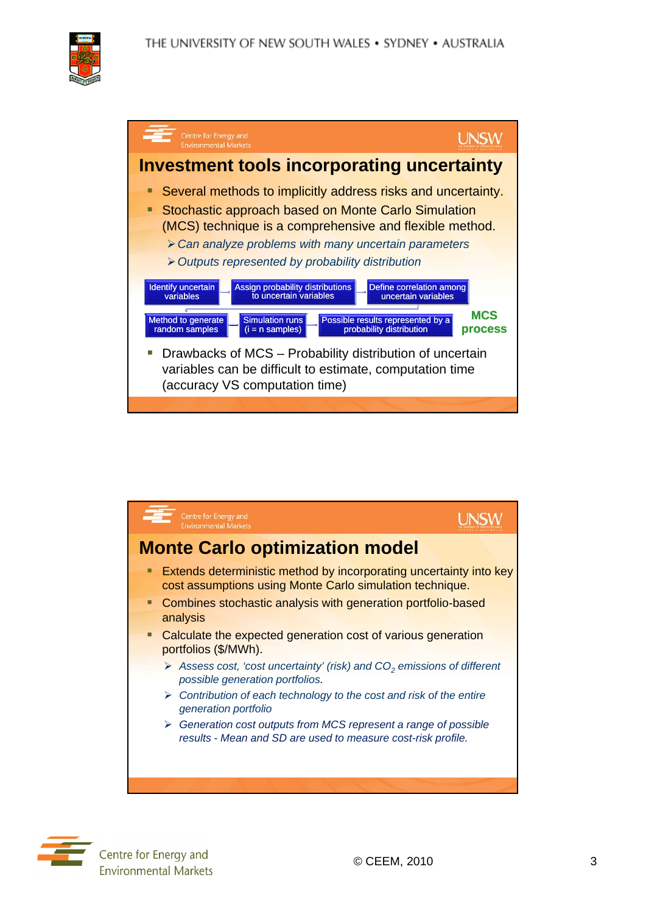## Investment tools incorporating uncertainty

- Several methods to implicitly address risks and uncertainty.
- Stochastic approach based on Monte Carlo Simulation (MCS) technique is a comprehensive and flexible method.
  - *Can analyze problems with many uncertain parameters*
  - *Outputs represented by probability distribution*

**MCS process**

Identify uncertain variables → Assign probability distributions to uncertain variables → Define correlation among uncertain variables → Method to generate random samples → Simulation runs (i = n samples) → Possible results represented by a probability distribution

- Drawbacks of MCS – Probability distribution of uncertain variables can be difficult to estimate, computation time (accuracy VS computation time)

## Monte Carlo optimization model

- Extends deterministic method by incorporating uncertainty into key cost assumptions using Monte Carlo simulation technique.
- Combines stochastic analysis with generation portfolio-based analysis
- Calculate the expected generation cost of various generation portfolios ($/MWh).
  - *Assess cost, 'cost uncertainty' (risk) and $CO_2$ emissions of different possible generation portfolios.*
  - *Contribution of each technology to the cost and risk of the entire generation portfolio*
  - *Generation cost outputs from MCS represent a range of possible results - Mean and SD are used to measure cost-risk profile.*

© CEEM, 2010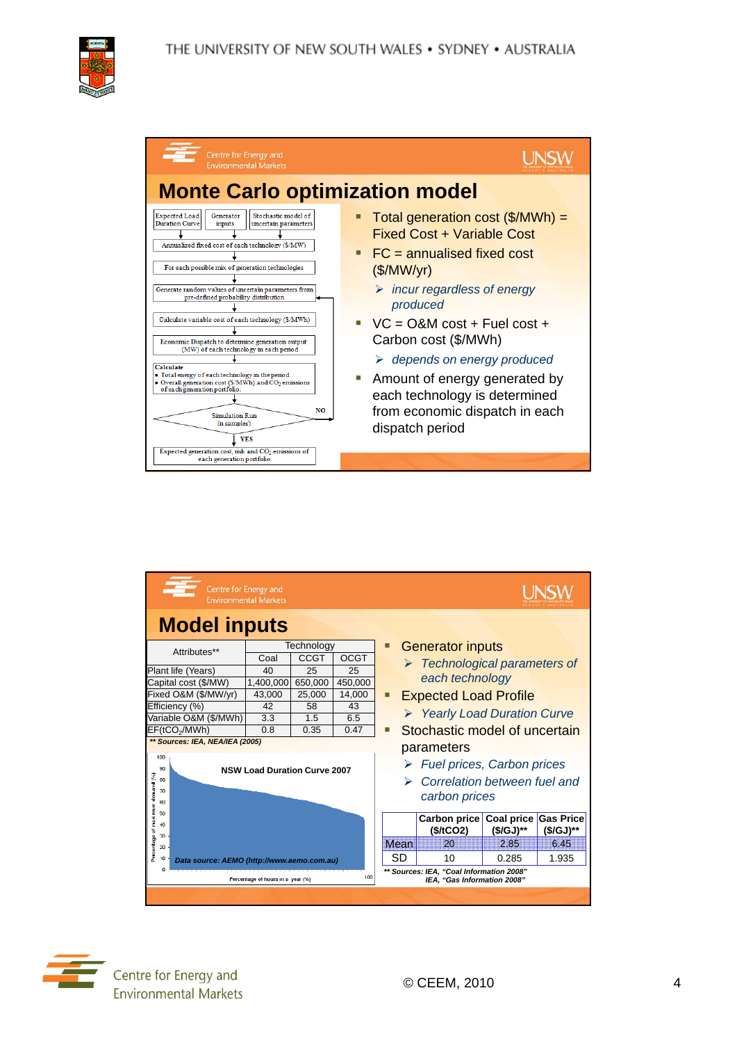# Monte Carlo optimization model

Expected Load Duration Curve → Generator inputs → Stochastic model of uncertain parameters

Annualized fixed cost of each technology ($/MW)

For each possible mix of generation technologies

Generate random values of uncertain parameters from pre-defined probability distribution

Calculate variable cost of each technology ($/MWh)

Economic Dispatch to determine generation output (MW) of each technology in each period

Calculate
- Total energy of each technology in the period.
- Overall generation cost ($/MWh) and $CO_2$ emissions of each generation portfolio.

Simulation Run (n samples) — NO / YES

Expected generation cost, risk and $CO_2$ emissions of each generation portfolio

- Total generation cost ($/MWh) = Fixed Cost + Variable Cost
- FC = annualised fixed cost ($/MW/yr)
  - *incur regardless of energy produced*
- VC = O&M cost + Fuel cost + Carbon cost ($/MWh)
  - *depends on energy produced*
- Amount of energy generated by each technology is determined from economic dispatch in each dispatch period

# Model inputs

| Attributes** | Technology | | |
|---|---|---|---|
| | Coal | CCGT | OCGT |
| Plant life (Years) | 40 | 25 | 25 |
| Capital cost ($/MW) | 1,400,000 | 650,000 | 450,000 |
| Fixed O&M ($/MW/yr) | 43,000 | 25,000 | 14,000 |
| Efficiency (%) | 42 | 58 | 43 |
| Variable O&M ($/MWh) | 3.3 | 1.5 | 6.5 |
| EF(t$CO_2$/MWh) | 0.8 | 0.35 | 0.47 |

***\*\* Sources: IEA, NEA/IEA (2005)***

**NSW Load Duration Curve 2007**

***Data source: AEMO (http://www.aemo.com.au)***

- Generator inputs
  - *Technological parameters of each technology*
- Expected Load Profile
  - *Yearly Load Duration Curve*
- Stochastic model of uncertain parameters
  - *Fuel prices, Carbon prices*
  - *Correlation between fuel and carbon prices*

| | Carbon price ($/t$CO_2$) | Coal price ($/GJ)** | Gas Price ($/GJ)** |
|---|---|---|---|
| Mean | 20 | 2.85 | 6.45 |
| SD | 10 | 0.285 | 1.935 |

***\*\* Sources: IEA, "Coal Information 2008" IEA, "Gas Information 2008"***

© CEEM, 2010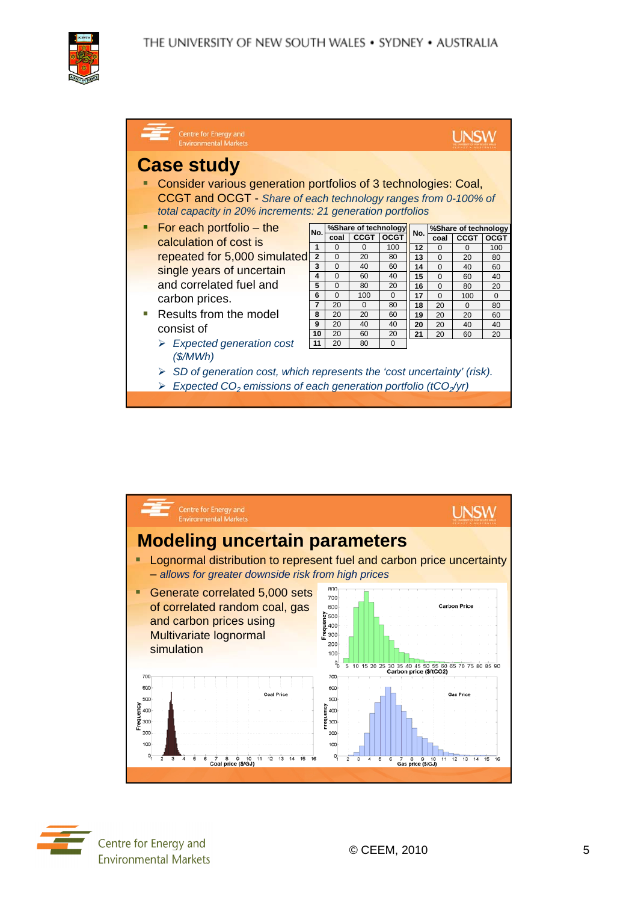## Case study

- Consider various generation portfolios of 3 technologies: Coal, CCGT and OCGT - *Share of each technology ranges from 0-100% of total capacity in 20% increments: 21 generation portfolios*
- For each portfolio – the calculation of cost is repeated for 5,000 simulated single years of uncertain and correlated fuel and carbon prices.
- Results from the model consist of
  - *Expected generation cost ($/MWh)*
  - *SD of generation cost, which represents the 'cost uncertainty' (risk).*
  - *Expected $CO_2$ emissions of each generation portfolio ($tCO_2$/yr)*

| No. | %Share of technology | | | No. | %Share of technology | | |
|---|---|---|---|---|---|---|---|
| | coal | CCGT | OCGT | | coal | CCGT | OCGT |
| 1 | 0 | 0 | 100 | 12 | 0 | 0 | 100 |
| 2 | 0 | 20 | 80 | 13 | 0 | 20 | 80 |
| 3 | 0 | 40 | 60 | 14 | 0 | 40 | 60 |
| 4 | 0 | 60 | 40 | 15 | 0 | 60 | 40 |
| 5 | 0 | 80 | 20 | 16 | 0 | 80 | 20 |
| 6 | 0 | 100 | 0 | 17 | 0 | 100 | 0 |
| 7 | 20 | 0 | 80 | 18 | 20 | 0 | 80 |
| 8 | 20 | 20 | 60 | 19 | 20 | 20 | 60 |
| 9 | 20 | 40 | 40 | 20 | 20 | 40 | 40 |
| 10 | 20 | 60 | 20 | 21 | 20 | 60 | 20 |
| 11 | 20 | 80 | 0 | | | | |

## Modeling uncertain parameters

- Lognormal distribution to represent fuel and carbon price uncertainty – *allows for greater downside risk from high prices*
- Generate correlated 5,000 sets of correlated random coal, gas and carbon prices using Multivariate lognormal simulation

© CEEM, 2010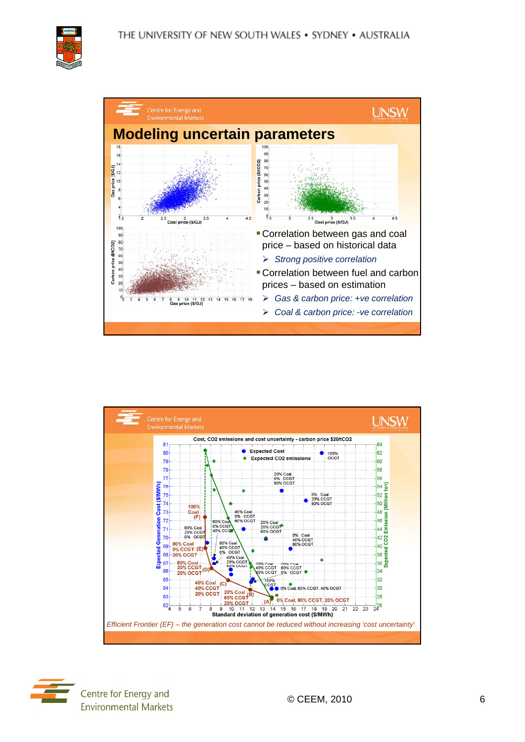## Modeling uncertain parameters

- Correlation between gas and coal price – based on historical data
  - *Strong positive correlation*
- Correlation between fuel and carbon prices – based on estimation
  - *Gas & carbon price: +ve correlation*
  - *Coal & carbon price: -ve correlation*

*Efficient Frontier (EF) – the generation cost cannot be reduced without increasing 'cost uncertainty'*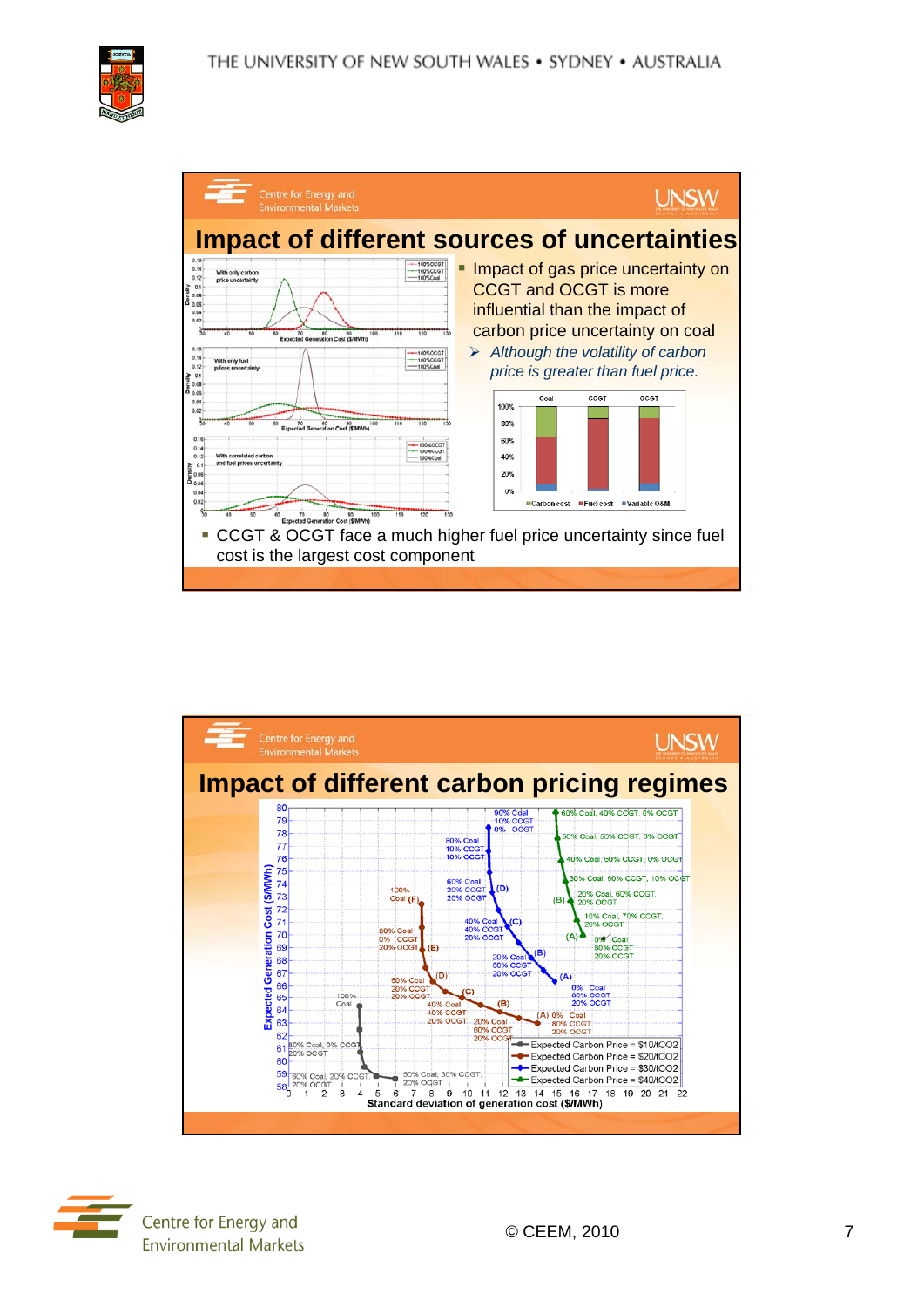## Impact of different sources of uncertainties

- Impact of gas price uncertainty on CCGT and OCGT is more influential than the impact of carbon price uncertainty on coal
  - *Although the volatility of carbon price is greater than fuel price.*
- CCGT & OCGT face a much higher fuel price uncertainty since fuel cost is the largest cost component

## Impact of different carbon pricing regimes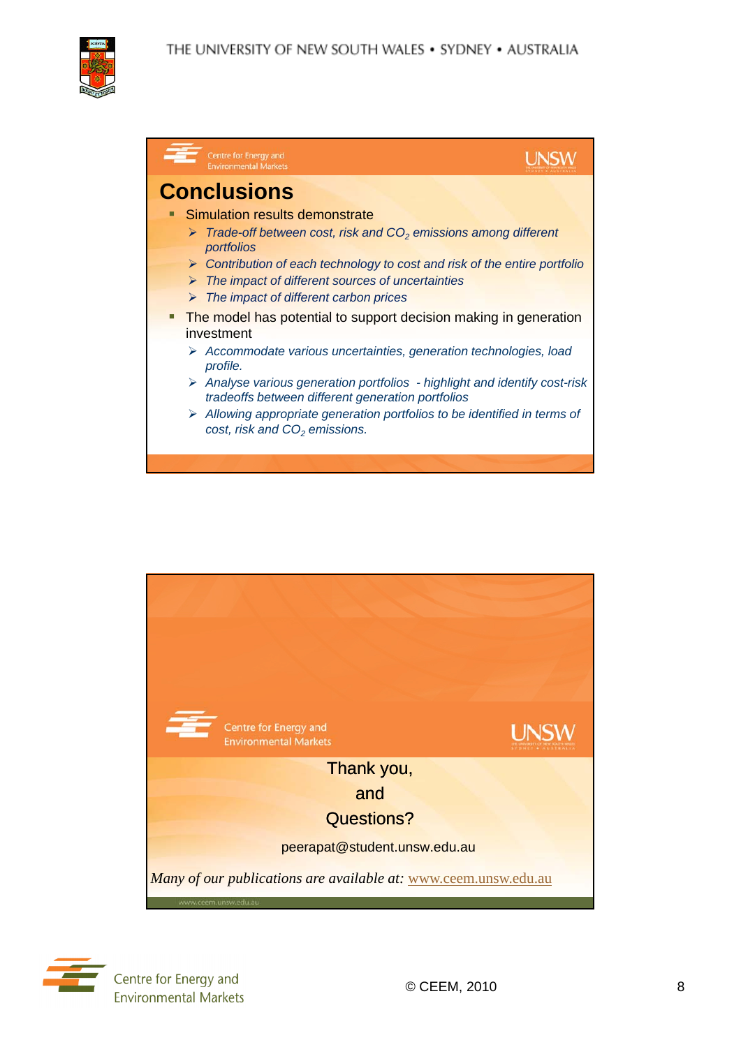## Conclusions

- Simulation results demonstrate
  - *Trade-off between cost, risk and $CO_2$ emissions among different portfolios*
  - *Contribution of each technology to cost and risk of the entire portfolio*
  - *The impact of different sources of uncertainties*
  - *The impact of different carbon prices*
- The model has potential to support decision making in generation investment
  - *Accommodate various uncertainties, generation technologies, load profile.*
  - *Analyse various generation portfolios - highlight and identify cost-risk tradeoffs between different generation portfolios*
  - *Allowing appropriate generation portfolios to be identified in terms of cost, risk and $CO_2$ emissions.*

Thank you,

and

Questions?

peerapat@student.unsw.edu.au

*Many of our publications are available at:* www.ceem.unsw.edu.au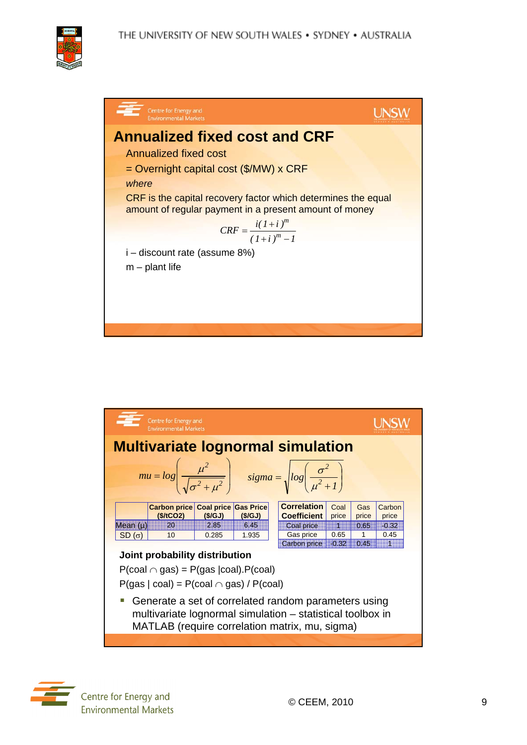# Annualized fixed cost and CRF

Annualized fixed cost

= Overnight capital cost ($/MW) x CRF

*where*

CRF is the capital recovery factor which determines the equal amount of regular payment in a present amount of money

$$CRF = \frac{i(1+i)^m}{(1+i)^m - 1}$$

i – discount rate (assume 8%)

m – plant life

# Multivariate lognormal simulation

$$mu = \log\left(\frac{\mu^2}{\sqrt{\sigma^2 + \mu^2}}\right) \qquad sigma = \sqrt{\log\left(\frac{\sigma^2}{\mu^2} + 1\right)}$$

| | Carbon price ($/tCO2) | Coal price ($/GJ) | Gas Price ($/GJ) |
|---|---|---|---|
| Mean (μ) | 20 | 2.85 | 6.45 |
| SD (σ) | 10 | 0.285 | 1.935 |

| Correlation Coefficient | Coal price | Gas price | Carbon price |
|---|---|---|---|
| Coal price | 1 | 0.65 | -0.32 |
| Gas price | 0.65 | 1 | 0.45 |
| Carbon price | -0.32 | 0.45 | 1 |

**Joint probability distribution**

P(coal ∩ gas) = P(gas |coal).P(coal)

P(gas | coal) = P(coal ∩ gas) / P(coal)

- Generate a set of correlated random parameters using multivariate lognormal simulation – statistical toolbox in MATLAB (require correlation matrix, mu, sigma)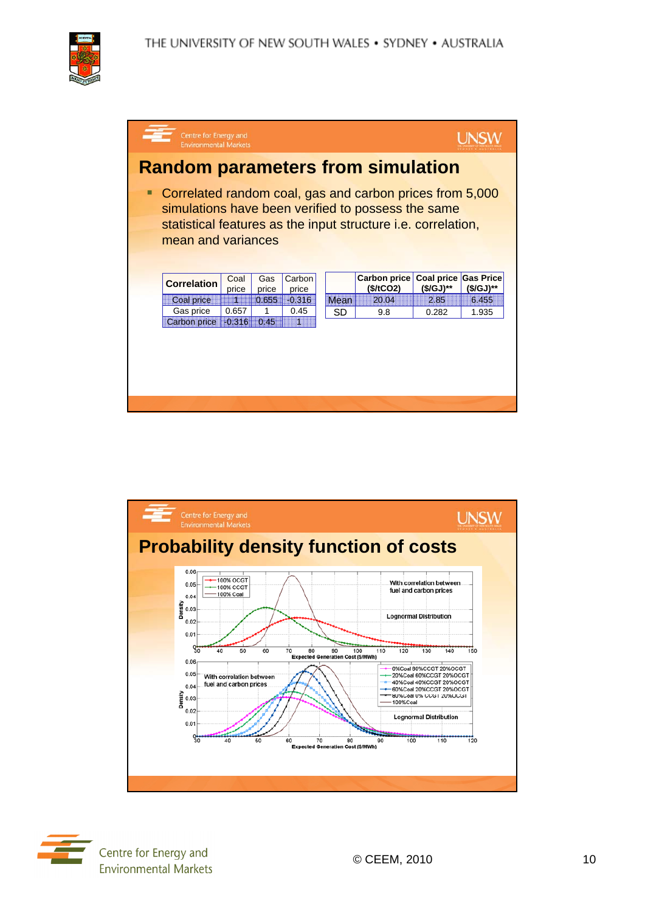## Random parameters from simulation

- Correlated random coal, gas and carbon prices from 5,000 simulations have been verified to possess the same statistical features as the input structure i.e. correlation, mean and variances

| Correlation | Coal price | Gas price | Carbon price |
|---|---|---|---|
| Coal price | 1 | 0.655 | -0.316 |
| Gas price | 0.657 | 1 | 0.45 |
| Carbon price | -0.316 | 0.45 | 1 |

| | Carbon price ($/tCO2) | Coal price ($/GJ)** | Gas Price ($/GJ)** |
|---|---|---|---|
| Mean | 20.04 | 2.85 | 6.455 |
| SD | 9.8 | 0.282 | 1.935 |

## Probability density function of costs

Density
0.06
0.05
0.04
0.03
0.02
0.01
0
30 40 50 60 70 80 90 100 110 120 130 140 150
Expected Generation Cost ($/MWh)

100% OCGT
100% CCGT
100% Coal

With correlation between fuel and carbon prices

Lognormal Distribution

Density
0.06
0.05
0.04
0.03
0.02
0.01
0
30 40 50 60 70 80 90 100 110 120
Expected Generation Cost ($/MWh)

With correlation between fuel and carbon prices

0%Coal 80%CCGT 20%OCGT
20%Coal 60%CCGT 20%OCGT
40%Coal 40%CCGT 20%OCGT
60%Coal 20%CCGT 20%OCGT
80%Coal 0% CCGT 20%OCGT
100%Coal

Lognormal Distribution

Centre for Energy and Environmental Markets

© CEEM, 2010